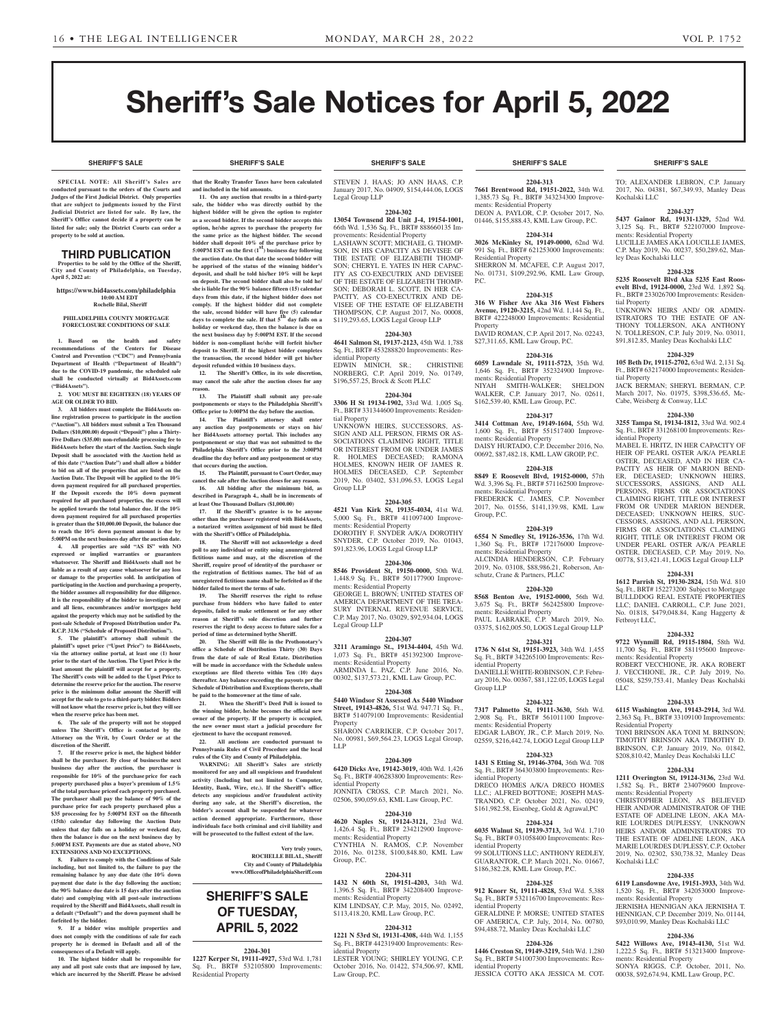# Sheriff's Sale Notices for April 5, 2022

## SHERIFF'S SALE

**SPECIAL NOTE: All Sheriff's Sales are conducted pursuant to the orders of the Courts and Judges of the First Judicial District. Only properties that are subject to judgments issued by the First Judicial District are listed for sale. By law, the Sheriff's Office cannot decide if a property can be listed for sale; only the District Courts can order a property to be sold at auction.**

### THIRD PUBLICATION

**Properties to be sold by the Office of the Sheriff, City and County of Philadelphia, on Tuesday, April 5, 2022 at:**

**https://www.bid4assets.com/philadelphia**
**10:00 AM EDT**
**Rochelle Bilal, Sheriff**

**PHILADELPHIA COUNTY MORTGAGE FORECLOSURE CONDITIONS OF SALE**

**1. Based on the health and safety recommendations of the Centers for Disease Control and Prevention ("CDC") and Pennsylvania Department of Health ("Department of Health") due to the COVID-19 pandemic, the scheduled sale shall be conducted virtually at Bid4Assets.com ("Bid4Assets").**

**2. YOU MUST BE EIGHTEEN (18) YEARS OF AGE OR OLDER TO BID.**

**3. All bidders must complete the Bid4Assets on-line registration process to participate in the auction ("Auction"). All bidders must submit a Ten Thousand Dollars ($10,000.00) deposit ("Deposit") plus a Thirty-Five Dollars ($35.00) non-refundable processing fee to Bid4Assets before the start of the Auction. Such single Deposit shall be associated with the Auction held as of this date ("Auction Date") and shall allow a bidder to bid on all of the properties that are listed on the Auction Date. The Deposit will be applied to the 10% down payment required for all purchased properties. If the Deposit exceeds the 10% down payment required for all purchased properties, the excess will be applied towards the total balance due. If the 10% down payment required for all purchased properties is greater than the $10,000.00 Deposit, the balance due to reach the 10% down payment amount is due by 5:00PM on the next business day after the auction date.**

**4. All properties are sold "AS IS" with NO expressed or implied warranties or guarantees whatsoever. The Sheriff and Bid4Assets shall not be liable as a result of any cause whatsoever for any loss or damage to the properties sold. In anticipation of participating in the Auction and purchasing a property, the bidder assumes all responsibility for due diligence. It is the responsibility of the bidder to investigate any and all liens, encumbrances and/or mortgages held against the property which may not be satisfied by the post-sale Schedule of Proposed Distribution under Pa. R.C.P. 3136 ("Schedule of Proposed Distribution").**

**5. The plaintiff's attorney shall submit the plaintiff's upset price ("Upset Price") to Bid4Assets, via the attorney online portal, at least one (1) hour prior to the start of the Auction. The Upset Price is the least amount the plaintiff will accept for a property. The Sheriff's costs will be added to the Upset Price to determine the reserve price for the auction. The reserve price is the minimum dollar amount the Sheriff will accept for the sale to go to a third-party bidder. Bidders will not know what the reserve price is, but they will see when the reserve price has been met.**

**6. The sale of the property will not be stopped unless The Sheriff's Office is contacted by the Attorney on the Writ, by Court Order or at the discretion of the Sheriff.**

**7. If the reserve price is met, the highest bidder shall be the purchaser. By close of business the next business day after the auction, the purchaser is responsible for 10% of the purchase price for each property purchased plus a buyer's premium of 1.5% of the total purchase price for each property purchased. The purchaser shall pay the balance of 90% of the purchase price for each property purchased plus a $35 processing fee by 5:00PM EST on the fifteenth (15th) calendar day following the Auction Date unless that day falls on a holiday or weekend day, then the balance is due on the next business day by 5:00PM EST. Payments are due as stated above, NO EXTENSIONS AND NO EXCEPTIONS.**

**8. Failure to comply with the Conditions of Sale including, but not limited to, the failure to pay the remaining balance by any due date (the 10% down payment due date is the day following the auction; the 90% balance due date is 15 days after the auction date) and complying with all post-sale instructions required by the Sheriff and Bid4Assets, shall result in a default ("Default") and the down payment shall be forfeited by the bidder.**

**9. If a bidder wins multiple properties and does not comply with the conditions of sale for each property he is deemed in Default and all of the consequences of a Default will apply.**

**10. The highest bidder shall be responsible for any and all post sale costs that are imposed by law, which are incurred by the Sheriff. Please be advised that the Realty Transfer Taxes have been calculated and included in the bid amounts.**

**11. On any auction that results in a third-party sale, the bidder who was directly outbid by the highest bidder will be given the option to register as a second bidder. If the second bidder accepts this option, he/she agrees to purchase the property for the same price as the highest bidder. The second bidder shall deposit 10% of the purchase price by 5:00PM EST on the first (1st) business day following the auction date. On that date the second bidder will be apprised of the status of the winning bidder's deposit, and shall be told his/her 10% will be kept on deposit. The second bidder shall also be told he/she is liable for the 90% balance fifteen (15) calendar days from this date, if the highest bidder does not comply. If the highest bidder did not complete the sale, second bidder will have five (5) calendar days to complete the sale. If that 5th day falls on a holiday or weekend day, then the balance is due on the next business day by 5:00PM EST. If the second bidder is non-compliant he/she will forfeit his/her deposit to Sheriff. If the highest bidder completes the transaction, the second bidder will get his/her deposit refunded within 10 business days.**

**12. The Sheriff's Office, in its sole discretion, may cancel the sale after the auction closes for any reason.**

**13. The Plaintiff shall submit any pre-sale postponements or stays to the Philadelphia Sheriff's Office prior to 3:00PM the day before the auction.**

**14. The Plaintiff's attorney shall enter any auction day postponements or stays on his/her Bid4Assets attorney portal. This includes any postponement or stay that was not submitted to the Philadelphia Sheriff's Office prior to the 3:00PM deadline the day before and any postponement or stay that occurs during the auction.**

**15. The Plaintiff, pursuant to Court Order, may cancel the sale after the Auction closes for any reason.**

**16. All bidding after the minimum bid, as described in Paragraph 4., shall be in increments of at least One Thousand Dollars ($1,000.00)**

**17. If the Sheriff's grantee is to be anyone other than the purchaser registered with Bid4Assets, a notarized written assignment of bid must be filed with the Sheriff's Office of Philadelphia.**

**18. The Sheriff will not acknowledge a deed poll to any individual or entity using an unregistered fictitious name and may, at the discretion of the Sheriff, require proof of identity of the purchaser or the registration of fictitious names. The bid of an unregistered fictitious name shall be forfeited as if the bidder failed to meet the terms of sale.**

**19. The Sheriff reserves the right to refuse purchase from bidders who have failed to enter deposits, failed to make settlement or for any other reason at Sheriff's sole discretion and further reserves the right to deny access to future sales for a period of time as determined by the Sheriff.**

**20. The Sheriff will file in the Prothonotary's office a Schedule of Distribution Thirty (30) Days from the date of sale of Real Estate. Distribution will be made in accordance with the Schedule unless exceptions are filed thereto within Ten (10) days thereafter. Any balance exceeding the payouts per the Schedule of Distribution and Exceptions thereto, shall be paid to the homeowner at the time of sale.**

**21. When the Sheriff's Deed Poll is issued to the winning bidder, he/she becomes the official new owner of the property. If the property is occupied, the new owner must start a judicial procedure for ejectment to have the occupant removed.**

**22. All auctions are conducted pursuant to Pennsylvania Rules of Civil Procedure and the local rules of the City and County of Philadelphia.**

**WARNING: All Sheriff's Sales are strictly monitored for any and all suspicious and fraudulent activity (Including but not limited to Computer, Identity, Bank, Wire, etc.). If the Sheriff's office detects any suspicious and/or fraudulent activity during any sale, at the Sheriff's discretion, the bidder's account shall be suspended for whatever action deemed appropriate. Furthermore, those individuals face both criminal and civil liability and will be prosecuted to the fullest extent of the law.**

**Very truly yours,**
**ROCHELLE BILAL, Sheriff**
**City and County of Philadelphia**
**www.OfficeofPhiladelphiaSheriff.com**

## SHERIFF'S SALE OF TUESDAY, APRIL 5, 2022

**2204-301**
**1227 Kerper St, 19111-4927,** 53rd Wd. 1,781 Sq. Ft., BRT# 532105800 Improvements: Residential Property
STEVEN J. HAAS; JO ANN HAAS, C.P. January 2017, No. 04909, $154,444.06, LOGS Legal Group LLP

**2204-302**
**13054 Townsend Rd Unit J-4, 19154-1001,** 66th Wd. 1,536 Sq. Ft., BRT# 888660135 Improvements: Residential Property
LASHAWN SCOTT; MICHAEL G. THOMPSON, IN HIS CAPACITY AS DEVISEE OF THE ESTATE OF ELIZABETH THOMPSON; CHERYL E. YATES IN HER CAPACITY AS CO-EXECUTRIX AND DEVISEE OF THE ESTATE OF ELIZABETH THOMPSON; DEBORAH L. SCOTT, IN HER CAPACITY, AS CO-EXECUTRIX AND DEVISEE OF THE ESTATE OF ELIZABETH THOMPSON, C.P. August 2017, No. 00008, $119,293.65, LOGS Legal Group LLP

**2204-303**
**4641 Salmon St, 19137-2123,** 45th Wd. 1,788 Sq. Ft., BRT# 453288820 Improvements: Residential Property
EDWIN MINICH, SR.; CHRISTINE NORBERG, C.P. April 2019, No. 01749, $196,557.25, Brock & Scott PLLC

**2204-304**
**3306 H St 19134-1902,** 33rd Wd. 1,005 Sq. Ft., BRT# 331344600 Improvements: Residential Property
UNKNOWN HEIRS, SUCCESSORS, ASSIGN AND ALL PERSON, FIRMS OR ASSOCIATIONS CLAIMING RIGHT, TITLE OR INTEREST FROM OR UNDER JAMES R. HOLMES DECEASED; RAMONA HOLMES, KNOWN HEIR OF JAMES R. HOLMES DECEASED, C.P. September 2019, No. 03402, $31,096.53, LOGS Legal Group LLP

**2204-305**
**4521 Van Kirk St, 19135-4034,** 41st Wd. 5,000 Sq. Ft., BRT# 411097400 Improvements: Residential Property
DOROTHY F. SNYDER A/K/A DOROTHY SNYDER, C.P. October 2019, No. 01043, $91,823.96, LOGS Legal Group LLP

**2204-306**
**8546 Provident St, 19150-0000,** 50th Wd. 1,448.9 Sq. Ft., BRT# 501177900 Improvements: Residential Property
GEORGE L. BROWN; UNITED STATES OF AMERICA DEPARTMENT OF THE TREASURY INTERNAL REVENUE SERVICE, C.P. May 2017, No. 03029, $92,934.04, LOGS Legal Group LLP

**2204-307**
**3211 Aramingo St., 19134-4404,** 45th Wd. 1,073 Sq. Ft., BRT# 451392300 Improvements: Residential Property
ARMINDA L. PAZ, C.P. June 2016, No. 00302, $137,573.21, KML Law Group, P.C.

**2204-308**
**5440 Windsor St Assessed As 5440 Windsor Street, 19143-4826,** 51st Wd. 947.71 Sq. Ft., BRT# 514079100 Improvements: Residential Property
SHARON CARRIKER, C.P. October 2017, No. 00981, $69,564.23, LOGS Legal Group, LLP

**2204-309**
**6420 Dicks Ave, 19142-3019,** 40th Wd. 1,426 Sq. Ft., BRT# 406283800 Improvements: Residential Property
JONNITA CROSS, C.P. March 2021, No. 02506, $90,059.63, KML Law Group, P.C.

**2204-310**
**4620 Naples St, 19124-3121,** 23rd Wd. 1,426.4 Sq. Ft., BRT# 234212900 Improvements: Residential Property
CYNTHIA N. RAMOS, C.P. November 2016, No. 01238, $100,848.80, KML Law Group, P.C.

**2204-311**
**1432 N 60th St, 19151-4203,** 34th Wd. 1,396.5 Sq. Ft., BRT# 342208400 Improvements: Residential Property
KIM LINDSAY, C.P. May, 2015, No. 02492, $113,418.20, KML Law Group, P.C.

**2204-312**
**1221 N 53rd St, 19131-4308,** 44th Wd. 1,155 Sq. Ft., BRT# 442319400 Improvements: Residential Property
LESTER YOUNG; SHIRLEY YOUNG, C.P. October 2016, No. 01422, $74,506.97, KML Law Group, P.C.

**2204-313**
**7661 Brentwood Rd, 19151-2022,** 34th Wd. 1,385.73 Sq. Ft., BRT# 343234300 Improvements: Residential Property
DEON A. PAYLOR, C.P. October 2017, No. 01446, $155,888.43, KML Law Group, P.C.

**2204-314**
**3026 McKinley St, 19149-0000,** 62nd Wd. 991 Sq. Ft., BRT# 621253000 Improvements: Residential Property
SHERRON M. MCAFEE, C.P. August 2017, No. 01731, $109,292.96, KML Law Group, P.C.

**2204-315**
**316 W Fisher Ave Aka 316 West Fishers Avenue, 19120-3215,** 42nd Wd. 1,144 Sq. Ft., BRT# 422248000 Improvements: Residential Property
DAVID ROMAN, C.P. April 2017, No. 02243, $27,311.65, KML Law Group, P.C.

**2204-316**
**6059 Lawndale St, 19111-5723,** 35th Wd. 1,646 Sq. Ft., BRT# 352324900 Improvements: Residential Property
NIYAH SMITH-WALKER; SHELDON WALKER, C.P. January 2017, No. 02611, $162,539.40, KML Law Group, P.C.

**2204-317**
**3414 Cottman Ave, 19149-1604,** 55th Wd. 1,600 Sq. Ft., BRT# 551517400 Improvements: Residential Property
DAISY HURTADO, C.P. December 2016, No. 00692, $87,482.18, KML LAW GROIP, P.C.

**2204-318**
**8849 E Roosevelt Blvd, 19152-0000,** 57th Wd. 3,396 Sq. Ft., BRT# 571162500 Improvements: Residential Property
FREDERICK C. JAMES, C.P. November 2017, No. 01556, $141,139.98, KML Law Group, P.C.

**2204-319**
**6554 N Smedley St, 19126-3536,** 17th Wd. 1,360 Sq. Ft., BRT# 172176000 Improvements: Residential Property
ALCINDIA HENDERSON, C.P. February 2019, No. 03108, $88,986.21, Roberson, Anschutz, Crane & Partners, PLLC

**2204-320**
**8568 Benton Ave, 19152-0000,** 56th Wd. 3,675 Sq. Ft., BRT# 562425800 Improvements: Residential Property
PAUL LABRAKE, C.P. March 2019, No. 03375, $162,005.50, LOGS Legal Group LLP

**2204-321**
**1736 N 61st St, 19151-3923,** 34th Wd. 1,455 Sq. Ft., BRT# 342265100 Improvements: Residential Property
DANIELLE WHITE-ROBINSON, C.P. February 2016, No. 00367, $81,122.05, LOGS Legal Group LLP

**2204-322**
**7317 Palmetto St, 19111-3630,** 56th Wd. 2,908 Sq. Ft., BRT# 561011100 Improvements: Residential Property
EDGAR LABOY, JR., C.P. March 2019, No. 02559, $216,442.74, LOGO Legal Group LLP

**2204-323**
**1431 S Etting St, 19146-3704,** 36th Wd. 708 Sq. Ft., BRT# 364303800 Improvements: Residential Property
DRECO HOMES A/K/A DRECO HOMES LLC.; ALFRED BOTTONE; JOSEPH MASTRANDO, C.P. October 2021, No. 02419, $161,982.58, Eisenberg, Gold & Agrawal,PC

**2204-324**
**6035 Walnut St, 19139-3713,** 3rd Wd. 1,710 Sq. Ft., BRT# 031058400 Improvements: Residential Property
99 SOLUTIONS LLC; ANTHONY REDLEY, GUARANTOR, C.P. March 2021, No. 01667, $186,382.28, KML Law Group, P.C.

**2204-325**
**912 Knorr St, 19111-4828,** 53rd Wd. 5,388 Sq. Ft., BRT# 532116700 Improvements: Residential Property
GERALDINE P. MORSE; UNITED STATES OF AMERICA, C.P. July, 2014, No. 00780, $94,488.72, Manley Deas Kochalski LLC

**2204-326**
**1446 Creston St, 19149-3219,** 54th Wd. 1,280 Sq. Ft., BRT# 541007300 Improvements: Residential Property
JESSICA COTTO AKA JESSICA M. COTTO; ALEXANDER LEBRON, C.P. January 2017, No. 04381, $67,349.93, Manley Deas Kochalski LLC

**2204-327**
**5437 Gainor Rd, 19131-1329,** 52nd Wd. 3,125 Sq. Ft., BRT# 522107000 Improvements: Residential Property
LUCILLE JAMES AKA LOUCILLE JAMES, C.P. May 2019, No. 00237, $50,289.62, Manley Deas Kochalski LLC

**2204-328**
**5235 Roosevelt Blvd Aka 5235 East Roosevelt Blvd, 19124-0000,** 23rd Wd. 1,892 Sq. Ft., BRT# 233026700 Improvements: Residential Property
UNKNOWN HEIRS AND/ OR ADMINISTRATORS TO THE ESTATE OF ANTHONY TOLLERSON, AKA ANTHONY N. TOLLERSON, C.P. July 2019, No. 03011, $91,812.85, Manley Deas Kochalski LLC

**2204-329**
**105 Beth Dr, 19115-2702,** 63rd Wd. 2,131 Sq. Ft., BRT# 632174000 Improvements: Residential Property
JACK BERMAN; SHERYL BERMAN, C.P. March 2017, No. 01975, $398,536.65, McCabe, Weisberg & Conway, LLC

**2204-330**
**3255 Tampa St, 19134-1812,** 33rd Wd. 902.4 Sq. Ft., BRT# 331268100 Improvements: Residential Property
MABEL E. HRITZ, IN HER CAPACITY OF HEIR OF PEARL OSTER A/K/A PEARLE OSTER, DECEASED, AND IN HER CAPACITY AS HEIR OF MARION BENDER, DECEASED; UNKNOWN HEIRS, SUCCESSORS, ASSIGNS, AND ALL PERSONS, FIRMS OR ASSOCIATIONS CLAIMING RIGHT, TITLE OR INTEREST FROM OR UNDER MARION BENDER, DECEASED; UNKNOWN HEIRS, SUCCESSORS, ASSIGNS, AND ALL PERSON, FIRMS OR ASSOCIATIONS CLAIMING RIGHT, TITLE OR INTEREST FROM OR UNDER PEARL OSTER A/K/A PEARLE OSTER, DECEASED, C.P. May 2019, No. 00778, $13,421.41, LOGS Legal Group LLP

**2204-331**
**1612 Parrish St, 19130-2824,** 15th Wd. 810 Sq. Ft., BRT# 152273200 Subject to Mortgage BULLDDOG REAL ESTATE PROPERTIES LLC; DANIEL CARROLL, C.P. June 2021, No. 01818, $479,048.84, Kang Haggerty & Fetbroyt LLC,

**2204-332**
**9722 Wynmill Rd, 19115-1804,** 58th Wd. 11,700 Sq. Ft., BRT# 581195600 Improvements: Residential Property
ROBERT VECCHIONE, JR. AKA ROBERT J. VECCHIONE, JR., C.P. July 2019, No. 05048, $259,753.41, Manley Deas Kochalski LLC

**2204-333**
**6115 Washington Ave, 19143-2914,** 3rd Wd. 2,363 Sq. Ft., BRT# 033109100 Improvements: Residential Property
TONI BRINSON AKA TONI M. BRINSON; TIMOTHY BRINSON AKA TIMOTHY D. BRINSON, C.P. January 2019, No. 01842, $208,810.42, Manley Deas Kochalski LLC

**2204-334**
**1211 Overington St, 19124-3136,** 23rd Wd. 1,582 Sq. Ft., BRT# 234079600 Improvements: Residential Property
CHRISTOPHER LEON, AS BELIEVED HEIR AND/OR ADMINISTRATOR OF THE ESTATE OF ADELINE LEON, AKA MARIE LOURDES DUPLESSY. UNKNOWN HEIRS AND/OR ADMINISTRATORS TO THE ESTATE OF ADELINE LEON, AKA MARIE LOURDES DUPLESSY, C.P. October 2019, No. 02302, $30,738.32, Manley Deas Kochalski LLC

**2204-335**
**6119 Lansdowne Ave, 19151-3933,** 34th Wd. 1,520 Sq. Ft., BRT# 342053000 Improvements: Residential Property
JERNISHA HENNIGAN AKA JERNISHA T. HENNIGAN, C.P. December 2019, No. 01144, $93,010.99, Manley Deas Kochalski LLC

**2204-336**
**5422 Willows Ave, 19143-4130,** 51st Wd. 1,222.5 Sq. Ft., BRT# 513213400 Improvements: Residential Property
SONYA RIGGS, C.P. October, 2011, No. 00038, $92,674.94, KML Law Group, P.C.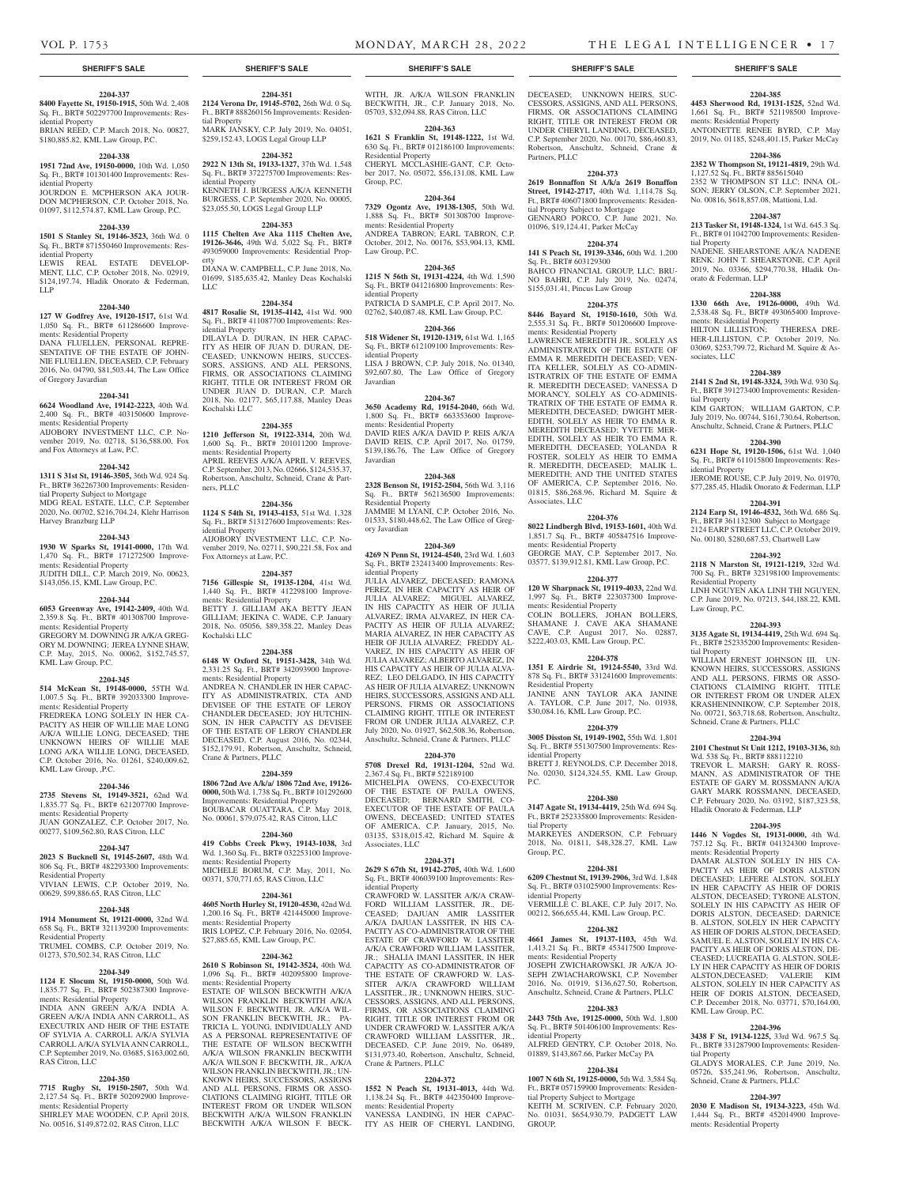## SHERIFF'S SALE

**2204-337**

**8400 Fayette St, 19150-1915,** 50th Wd. 2,408 Sq. Ft., BRT# 502297700 Improvements: Residential Property
BRIAN REED, C.P. March 2018, No. 00827, $180,885.82, KML Law Group, P.C.

**2204-338**

**1951 72nd Ave, 19150-0000,** 10th Wd. 1,050 Sq. Ft., BRT# 101301400 Improvements: Residential Property
JOURDON E. MCPHERSON AKA JOURDON MCPHERSON, C.P. October 2018, No. 01097, $112,574.87, KML Law Group, P.C.

**2204-339**

**1501 S Stanley St, 19146-3523,** 36th Wd. 0 Sq. Ft., BRT# 871550460 Improvements: Residential Property
LEWIS REAL ESTATE DEVELOPMENT, LLC, C.P. October 2018, No. 02919, $124,197.74, Hladik Onorato & Federman, LLP

**2204-340**

**127 W Godfrey Ave, 19120-1517,** 61st Wd. 1,050 Sq. Ft., BRT# 611286600 Improvements: Residential Property
DANA FLUELLEN, PERSONAL REPRESENTATIVE OF THE ESTATE OF JOHNNIE FLUELLEN, DECEASED, C.P. February 2016, No. 04790, $81,503.44, The Law Office of Gregory Javardian

**2204-341**

**6624 Woodland Ave, 19142-2223,** 40th Wd. 2,400 Sq. Ft., BRT# 403150600 Improvements: Residential Property
AIJOBORY INVESTMENT LLC, C.P. November 2019, No. 02718, $136,588.00, Fox and Fox Attorneys at Law, P.C.

**2204-342**

**1311 S 31st St, 19146-3505,** 36th Wd. 924 Sq. Ft., BRT# 362267300 Improvements: Residential Property Subject to Mortgage
MDG REAL ESTATE, LLC, C.P. September 2020, No. 00702, $216,704.24, Klehr Harrison Harvey Branzburg LLP

**2204-343**

**1930 W Sparks St, 19141-0000,** 17th Wd. 1,470 Sq. Ft., BRT# 171272500 Improvements: Residential Property
JUDITH DILL, C.P. March 2019, No. 00623, $143,056.15, KML Law Group, P.C.

**2204-344**

**6053 Greenway Ave, 19142-2409,** 40th Wd. 2,359.8 Sq. Ft., BRT# 401308700 Improvements: Residential Property
GREGORY M. DOWNING JR A/K/A GREGORY M. DOWNING; JEREA LYNNE SHAW, C.P. May, 2015, No. 00062, $152,745.57, KML Law Group, P.C.

**2204-345**

**514 McKean St, 19148-0000,** 55TH Wd. 1,007.5 Sq. Ft., BRT# 392033300 Improvements: Residential Property
FREDREKA LONG SOLELY IN HER CAPACITY AS HEIR OF WILLIE MAE LONG A/K/A WILLIE LONG, DECEASED; THE UNKNOWN HEIRS OF WILLIE MAE LONG A/K/A WILLIE LONG, DECEASED, C.P. October 2016, No. 01261, $240,009.62, KML Law Group, ,P.C.

**2204-346**

**2735 Stevens St, 19149-3521,** 62nd Wd. 1,835.77 Sq. Ft., BRT# 621207700 Improvements: Residential Property
JUAN GONZALEZ, C.P. October 2017, No. 00277, $109,562.80, RAS Citron, LLC

**2204-347**

**2023 S Bucknell St, 19145-2607,** 48th Wd. 806 Sq. Ft., BRT# 482293300 Improvements: Residential Property
VIVIAN LEWIS, C.P. October 2019, No. 00629, $99,886.65, RAS Citron, LLC

**2204-348**

**1914 Monument St, 19121-0000,** 32nd Wd. 658 Sq. Ft., BRT# 321139200 Improvements: Residential Property
TRUMEL COMBS, C.P. October 2019, No. 01273, $70,502.34, RAS Citron, LLC

**2204-349**

**1124 E Slocum St, 19150-0000,** 50th Wd. 1,835.77 Sq. Ft., BRT# 502387300 Improvements: Residential Property
INDIA ANN GREEN A/K/A INDIA A. GREEN A/K/A INDIA ANN CARROLL, AS EXECUTRIX AND HEIR OF THE ESTATE OF SYLVIA A. CARROLL A/K/A SYLVIA CARROLL A/K/A SYLVIA ANN CARROLL, C.P. September 2019, No. 03685, $163,002.60, RAS Citron, LLC

**2204-350**

**7715 Rugby St, 19150-2507,** 50th Wd. 2,127.54 Sq. Ft., BRT# 502092900 Improvements: Residential Property
SHIRLEY MAE WOODEN, C.P. April 2018, No. 00516, $149,872.02, RAS Citron, LLC

**2204-351**

**2124 Verona Dr, 19145-5702,** 26th Wd. 0 Sq. Ft., BRT# 888260156 Improvements: Residential Property
MARK JANSKY, C.P. July 2019, No. 04051, $259,152.43, LOGS Legal Group LLP

**2204-352**

**2922 N 13th St, 19133-1327,** 37th Wd. 1,548 Sq. Ft., BRT# 372275700 Improvements: Residential Property
KENNETH J. BURGESS A/K/A KENNETH BURGESS, C.P. September 2020, No. 00005, $23,055.50, LOGS Legal Group LLP

**2204-353**

**1115 Chelten Ave Aka 1115 Chelten Ave, 19126-3646,** 49th Wd. 5,022 Sq. Ft., BRT# 493059000 Improvements: Residential Property
DIANA W. CAMPBELL, C.P. June 2018, No. 01699, $185,635.42, Manley Deas Kochalski LLC

**2204-354**

**4817 Rosalie St, 19135-4142,** 41st Wd. 900 Sq. Ft., BRT# 411087700 Improvements: Residential Property
DILAYLA D. DURAN, IN HER CAPACITY AS HEIR OF JUAN D. DURAN, DECEASED; UNKNOWN HEIRS, SUCCESSORS, ASSIGNS, AND ALL PERSONS, FIRMS, OR ASSOCIATIONS CLAIMING RIGHT, TITLE OR INTEREST FROM OR UNDER JUAN D. DURAN, C.P. March 2018, No. 02177, $65,117.88, Manley Deas Kochalski LLC

**2204-355**

**1210 Jefferson St, 19122-3314,** 20th Wd. 1,600 Sq. Ft., BRT# 201011200 Improvements: Residential Property
APRIL REEVES A/K/A APRIL V. REEVES, C.P. September, 2013, No. 02666, $124,535.37, Robertson, Anschutz, Schneid, Crane & Partners, PLLC

**2204-356**

**1124 S 54th St, 19143-4153,** 51st Wd. 1,328 Sq. Ft., BRT# 513127600 Improvements: Residential Property
AIJOBORY INVESTMENT LLC, C.P. November 2019, No. 02711, $90,221.58, Fox and Fox Attorneys at Law, P.C.

**2204-357**

**7156 Gillespie St, 19135-1204,** 41st Wd. 1,440 Sq. Ft., BRT# 412298100 Improvements: Residential Property
BETTY J. GILLIAM AKA BETTY JEAN GILLIAM; JEKINA C. WADE, C.P. January 2018, No. 05056, $89,358.22, Manley Deas Kochalski LLC

**2204-358**

**6148 W Oxford St, 19151-3428,** 34th Wd. 2,331.25 Sq. Ft., BRT# 342093900 Improvements: Residential Property
ANDREA N. CHANDLER IN HER CAPACITY AS ADMINISTRATRIX, CTA AND DEVISEE OF THE ESTATE OF LEROY CHANDLER DECEASED; JOY HUTCHINSON, IN HER CAPACITY AS DEVISEE OF THE ESTATE OF LEROY CHANDLER DECEASED, C.P. August 2016, No. 02344, $152,179.91, Robertson, Anschutz, Schneid, Crane & Partners, PLLC

**2204-359**

**1806 72nd Ave A/k/a/ 1806 72nd Ave, 19126-0000,** 50th Wd. 1,738 Sq. Ft., BRT# 101292600 Improvements: Residential Property
BOUBACAR OUATTARA, C.P. May 2018, No. 00061, $79,075.42, RAS Citron, LLC

**2204-360**

**419 Cobbs Creek Pkwy, 19143-1038,** 3rd Wd. 1,360 Sq. Ft., BRT# 032253100 Improvements: Residential Property
MICHELE BORUM, C.P. May, 2011, No. 00371, $70,771.65, RAS Citron LLC

**2204-361**

**4605 North Hurley St, 19120-4530,** 42nd Wd. 1,200.16 Sq. Ft., BRT# 421445000 Improvements: Residential Property
IRIS LOPEZ, C.P. February 2016, No. 02054, $27,885.65, KML Law Group, P.C.

**2204-362**

**2610 S Robinson St, 19142-3524,** 40th Wd. 1,096 Sq. Ft., BRT# 402095800 Improvements: Residential Property
ESTATE OF WILSON BECKWITH A/K/A WILSON FRANKLIN BECKWITH A/K/A WILSON F. BECKWITH, JR. A/K/A WILSON FRANKLIN BECKWITH, JR.; PATRICIA L. YOUNG, INDIVIDUALLY AND AS A PERSONAL REPRESENTATIVE OF THE ESTATE OF WILSON BECKWITH A/K/A WILSON FRANKLIN BECKWITH A/K/A WILSON F. BECKWITH, JR., A/K/A WILSON FRANKLIN BECKWITH, JR.; UNKNOWN HEIRS, SUCCESSORS, ASSIGNS AND ALL PERSONS, FIRMS OR ASSOCIATIONS CLAIMING RIGHT, TITLE OR INTEREST FROM OR UNDER WILSON BECKWITH A/K/A WILSON FRANKLIN BECKWITH A/K/A WILSON F. BECKWITH, JR. A/K/A WILSON FRANKLIN BECKWITH, JR., C.P. January 2018, No. 05703, $32,094.88, RAS Citron, LLC

**2204-363**

**1621 S Franklin St, 19148-1222,** 1st Wd. 630 Sq. Ft., BRT# 012186100 Improvements: Residential Property
CHERYL MCCLASHIE-GANT, C.P. October 2017, No. 05072, $56,131.08, KML Law Group, P.C.

**2204-364**

**7329 Ogontz Ave, 19138-1305,** 50th Wd. 1,888 Sq. Ft., BRT# 501308700 Improvements: Residential Property
ANDREA TABRON; EARL TABRON, C.P. October, 2012, No. 00176, $53,904.13, KML Law Group, P.C.

**2204-365**

**1215 N 56th St, 19131-4224,** 4th Wd. 1,590 Sq. Ft., BRT# 041216800 Improvements: Residential Property
PATRICIA D SAMPLE, C.P. April 2017, No. 02762, $40,087.48, KML Law Group, P.C.

**2204-366**

**518 Widener St, 19120-1319,** 61st Wd. 1,165 Sq. Ft., BRT# 612109100 Improvements: Residential Property
LISA J BROWN, C.P. July 2018, No. 01340, $92,607.80, The Law Office of Gregory Javardian

**2204-367**

**3650 Academy Rd, 19154-2040,** 66th Wd. 1,800 Sq. Ft., BRT# 663353600 Improvements: Residential Property
DAVID REIS A/K/A DAVID P. REIS A/K/A DAVID REIS, C.P. April 2017, No. 01759, $139,186.76, The Law Office of Gregory Javardian

**2204-368**

**2328 Benson St, 19152-2504,** 56th Wd. 3,116 Sq. Ft., BRT# 562136500 Improvements: Residential Property
JAMMIE M LYANI, C.P. October 2016, No. 01533, $180,448.62, The Law Office of Gregory Javardian

**2204-369**

**4269 N Penn St, 19124-4540,** 23rd Wd. 1,603 Sq. Ft., BRT# 232413400 Improvements: Residential Property
JULIA ALVAREZ, DECEASED; RAMONA PEREZ, IN HER CAPACITY AS HEIR OF JULIA ALVAREZ; MIGUEL ALVAREZ, IN HIS CAPACITY AS HEIR OF JULIA ALVAREZ; IRMA ALVAREZ, IN HER CAPACITY AS HEIR OF JULIA ALVAREZ; MARIA ALVAREZ, IN HER CAPACITY AS HEIR OF JULIA ALVAREZ; FREDDY ALVAREZ, IN HIS CAPACITY AS HEIR OF JULIA ALVAREZ; ALBERTO ALVAREZ, IN HIS CAPACITY AS HEIR OF JULIA ALVAREZ; LEO DELGADO, IN HIS CAPACITY AS HEIR OF JULIA ALVAREZ; UNKNOWN HEIRS, SUCCESSORS, ASSIGNS AND ALL PERSONS, FIRMS OR ASSOCIATIONS CLAIMING RIGHT, TITLE OR INTEREST FROM OR UNDER JULIA ALVAREZ, C.P. July 2020, No. 01927, $62,508.36, Robertson, Anschutz, Schneid, Crane & Partners, PLLC

**2204-370**

**5708 Drexel Rd, 19131-1204,** 52nd Wd. 2,367.4 Sq. Ft., BRT# 522189100
MICHELPIA OWENS, CO-EXECUTOR OF THE ESTATE OF PAULA OWENS, DECEASED; BERNARD SMITH, CO-EXECUTOR OF THE ESTATE OF PAULA OWENS, DECEASED; UNITED STATES OF AMERICA, C.P. January, 2015, No. 03135, $318,015.42, Richard M. Squire & Associates, LLC

**2204-371**

**2629 S 67th St, 19142-2705,** 40th Wd. 1,600 Sq. Ft., BRT# 406039100 Improvements: Residential Property
CRAWFORD W. LASSITER A/K/A CRAWFORD WILLIAM LASSITER, JR., DECEASED; DAJUAN AMIR LASSITER A/K/A DAJUAN LASSITER, IN HIS CAPACITY AS CO-ADMINISTRATOR OF THE ESTATE OF CRAWFORD W. LASSITER A/K/A CRAWFORD WILLIAM LASSITER, JR.; SHALIA IMANI LASSITER, IN HER CAPACITY AS CO-ADMINISTRATOR OF THE ESTATE OF CRAWFORD W. LASSITER A/K/A CRAWFORD WILLIAM LASSITER., JR.; UNKNOWN HEIRS, SUCCESSORS, ASSIGNS, AND ALL PERSONS, FIRMS, OR ASSOCIATIONS CLAIMING RIGHT, TITLE OR INTEREST FROM OR UNDER CRAWFORD W. LASSITER A/K/A CRAWFORD WILLIAM LASSITER, JR., DECEASED, C.P. June 2019, No. 06489, $131,973.40, Robertson, Anschutz, Schneid, Crane & Partners, PLLC

**2204-372**

**1552 N Peach St, 19131-4013,** 44th Wd. 1,138.24 Sq. Ft., BRT# 442350400 Improvements: Residential Property
VANESSA LANDING, IN HER CAPACITY AS HEIR OF CHERYL LANDING, DECEASED; UNKNOWN HEIRS, SUCCESSORS, ASSIGNS, AND ALL PERSONS, FIRMS, OR ASSOCIATIONS CLAIMING RIGHT, TITLE OR INTEREST FROM OR UNDER CHERYL LANDING, DECEASED, C.P. September 2020, No. 00170, $86,460.83, Robertson, Anschultz, Schneid, Crane & Partners, PLLC

**2204-373**

**2619 Bonnaffon St A/k/a 2619 Bonaffon Street, 19142-2717,** 40th Wd. 1,114.78 Sq. Ft., BRT# 406071800 Improvements: Residential Property Subject to Mortgage
GENNARO PORCO, C.P. June 2021, No. 01096, $19,124.41, Parker McCay

**2204-374**

**141 S Peach St, 19139-3346,** 60th Wd. 1,200 Sq. Ft., BRT# 603129300
BAHCO FINANCIAL GROUP, LLC; BRUNO BAHRI, C.P. July 2019, No. 02474, $155,031.41, Pincus Law Group

**2204-375**

**8446 Bayard St, 19150-1610,** 50th Wd. 2,555.31 Sq. Ft., BRT# 501206600 Improvements: Residential Property
LAWRENCE MEREDITH JR., SOLELY AS ADMINISTRATRIX OF THE ESTATE OF EMMA R. MEREDITH DECEASED; VENITA KELLER, SOLELY AS CO-ADMINISTRATRIX OF THE ESTATE OF EMMA R. MEREDITH DECEASED; VANESSA D MORANCY, SOLELY AS CO-ADMINISTRATRIX OF THE ESTATE OF EMMA R. MEREDITH, DECEASED; DWIGHT MEREDITH, SOLELY AS HEIR TO EMMA R. MEREDITH DECEASED; YVETTE MEREDITH, SOLELY AS HEIR TO EMMA R. MEREDITH, DECEASED; YOLANDA R FOSTER, SOLELY AS HEIR TO EMMA R. MEREDITH, DECEASED; MALIK L. MEREDITH; AND THE UNITED STATES OF AMERICA, C.P. September 2016, No. 01815, $86,268.96, Richard M. Squire & Associates, LLC

**2204-376**

**8022 Lindbergh Blvd, 19153-1601,** 40th Wd. 1,851.7 Sq. Ft., BRT# 405847516 Improvements: Residential Property
GEORGE MAY, C.P. September 2017, No. 03577, $139,912.81, KML Law Group, P.C.

**2204-377**

**120 W Sharpnack St, 19119-4033,** 22nd Wd. 1,997 Sq. Ft., BRT# 223037300 Improvements: Residential Property
COLIN BOLLERS, JOHAN BOLLERS, SHAMANE J. CAVE AKA SHAMANE CAVE, C.P. August 2017, No. 02887, $222,403.03, KML Law Group, P.C.

**2204-378**

**1351 E Airdrie St, 19124-5540,** 33rd Wd. 878 Sq. Ft., BRT# 331241600 Improvements: Residential Property
JANINE ANN TAYLOR AKA JANINE A. TAYLOR, C.P. June 2017, No. 01938, $30,084.16, KML Law Group, P.C.

**2204-379**

**3005 Disston St, 19149-1902,** 55th Wd. 1,801 Sq. Ft., BRT# 551307500 Improvements: Residential Property
BRETT J. REYNOLDS, C.P. December 2018, No. 02030, $124,324.55, KML Law Group, P.C.

**2204-380**

**3147 Agate St, 19134-4419,** 25th Wd. 694 Sq. Ft., BRT# 252335800 Improvements: Residential Property
MARKEYES ANDERSON, C.P. February 2018, No. 01811, $48,328.27, KML Law Group, P.C.

**2204-381**

**6209 Chestnut St, 19139-2906,** 3rd Wd. 1,848 Sq. Ft., BRT# 031025900 Improvements: Residential Property
VERMILLE C. BLAKE, C.P. July 2017, No. 00212, $66,655.44, KML Law Group, P.C.

**2204-382**

**4661 James St, 19137-1103,** 45th Wd. 1,413.21 Sq. Ft., BRT# 453417500 Improvements: Residential Property
JOSEPH ZWICHAROWSKI, JR A/K/A JOSEPH ZWIACHAROWSKI, C.P. November 2016, No. 01919, $136,627.50, Robertson, Anschultz, Schneid, Crane & Partners, PLLC

**2204-383**

**2443 75th Ave, 19125-0000,** 50th Wd. 1,800 Sq. Ft., BRT# 501406100 Improvements: Residential Property
ALFRED GENTRY, C.P. October 2018, No. 01889, $143,867.66, Parker McCay PA

**2204-384**

**1007 N 6th St, 19125-0000,** 5th Wd. 3,584 Sq. Ft., BRT# 057159900 Improvements: Residential Property Subject to Mortgage
KEITH M. SCRIVEN, C.P. February 2020, No. 01031, $654,930.79, PADGETT LAW GROUP,

**2204-385**

**4453 Sherwood Rd, 19131-1525,** 52nd Wd. 1,661 Sq. Ft., BRT# 521198500 Improvements: Residential Property
ANTOINETTE RENEE BYRD, C.P. May 2019, No. 01185, $248,401.15, Parker McCay

**2204-386**

**2352 W Thompson St, 19121-4819,** 29th Wd. 1,127.52 Sq. Ft., BRT# 885615040
2352 W THOMPSON ST LLC; INNA OLSON; JERRY OLSON, C.P. September 2021, No. 00816, $618,857.08, Mattioni, Ltd.

**2204-387**

**213 Tasker St, 19148-1324,** 1st Wd. 645.3 Sq. Ft., BRT# 011042700 Improvements: Residential Property
NADENE. SHEARSTONE A/K/A NADENE RENK: JOHN T. SHEARSTONE, C.P. April 2019, No. 03366, $294,770.38, Hladik Onorato & Federman, LLP

**2204-388**

**1330 66th Ave, 19126-0000,** 49th Wd. 2,538.48 Sq. Ft., BRT# 493065400 Improvements: Residential Property
HILTON LILLISTON; THERESA DREHER-LILLISTON, C.P. October 2019, No. 03069, $253,799.72, Richard M. Squire & Associates, LLC

**2204-389**

**2141 S 2nd St, 19148-3324,** 39th Wd. 930 Sq. Ft., BRT# 391273400 Improvements: Residential Property
KIM GARTON; WILLIAM GARTON, C.P. July 2019, No. 00744, $161,730.64, Robertson, Anschultz, Schneid, Crane & Partners, PLLC

**2204-390**

**6231 Hope St, 19120-1506,** 61st Wd. 1,040 Sq. Ft., BRT# 611015800 Improvements: Residential Property
JEROME ROUSE, C.P. July 2019, No. 01970, $77,285.45, Hladik Onorato & Federman, LLP

**2204-391**

**2124 Earp St, 19146-4532,** 36th Wd. 686 Sq. Ft., BRT# 361132300 Subject to Mortgage
2124 EARP STREET LLC, C.P. October 2019, No. 00180, $280,687.53, Chartwell Law

**2204-392**

**2118 N Marston St, 19121-1219,** 32nd Wd. 700 Sq. Ft., BRT# 323198100 Improvements: Residential Property
LINH NGUYEN AKA LINH THI NGUYEN, C.P. June 2019, No. 07213, $44,188.22, KML Law Group, P.C.

**2204-393**

**3135 Agate St, 19134-4419,** 25th Wd. 694 Sq. Ft., BRT# 252335200 Improvements: Residential Property
WILLIAM ERNEST JOHNSON III, UNKNOWN HEIRS, SUCCESSORS, ASSIGNS AND ALL PERSONS, FIRMS OR ASSOCIATIONS CLAIMING RIGHT, TITLE OR INTEREST FROM OR UNDER ALEX KRASHENINNIKOW, C.P. September 2018, No. 00721, $63,718.68, Robertson, Anschutz, Schneid, Crane & Partners, PLLC

**2204-394**

**2101 Chestnut St Unit 1212, 19103-3136,** 8th Wd. 538 Sq. Ft., BRT# 888112210
TREVOR L. MARSH; GARY R. ROSSMANN, AS ADMINISTRATOR OF THE ESTATE OF GARY M. ROSSMANN A/K/A GARY MARK ROSSMANN, DECEASED, C.P. February 2020, No. 03192, $187,323.58, Hladik Onorato & Federman, LLP

**2204-395**

**1446 N Vogdes St, 19131-0000,** 4th Wd. 757.12 Sq. Ft., BRT# 041324300 Improvements: Residential Property
DAMAR ALSTON SOLELY IN HIS CAPACITY AS HEIR OF DORIS ALSTON DECEASED; LEFERE ALSTON, SOLELY IN HER CAPACITY AS HEIR OF DORIS ALSTON, DECEASED; TYRONE ALSTON, SOLELY IN HIS CAPACITY AS HEIR OF DORIS ALSTON, DECEASED; DARNICE B. ALSTON, SOLELY IN HER CAPACITY AS HEIR OF DORIS ALSTON, DECEASED; SAMUEL E. ALSTON, SOLELY IN HIS CAPACITY AS HEIR OF DORIS ALSTON, DECEASED; LUCREATIA G. ALSTON, SOLELY IN HER CAPACITY AS HEIR OF DORIS ALSTON,DECEASED; VALERIE KIM ALSTON, SOLELY IN HER CAPACITY AS HEIR OF DORIS ALSTON, DECEASED, C.P. December 2018, No. 03771, $70,164.00, KML Law Group, P.C.

**2204-396**

**3438 F St, 19134-1225,** 33rd Wd. 967.5 Sq. Ft., BRT# 331287900 Improvements: Residential Property
GLADYS MORALES, C.P. June 2019, No. 05726, $35,241.96, Robertson, Anschultz, Schneid, Crane & Partners, PLLC

**2204-397**

**2030 E Madison St, 19134-3223,** 45th Wd. 1,444 Sq. Ft., BRT# 452014900 Improvements: Residential Property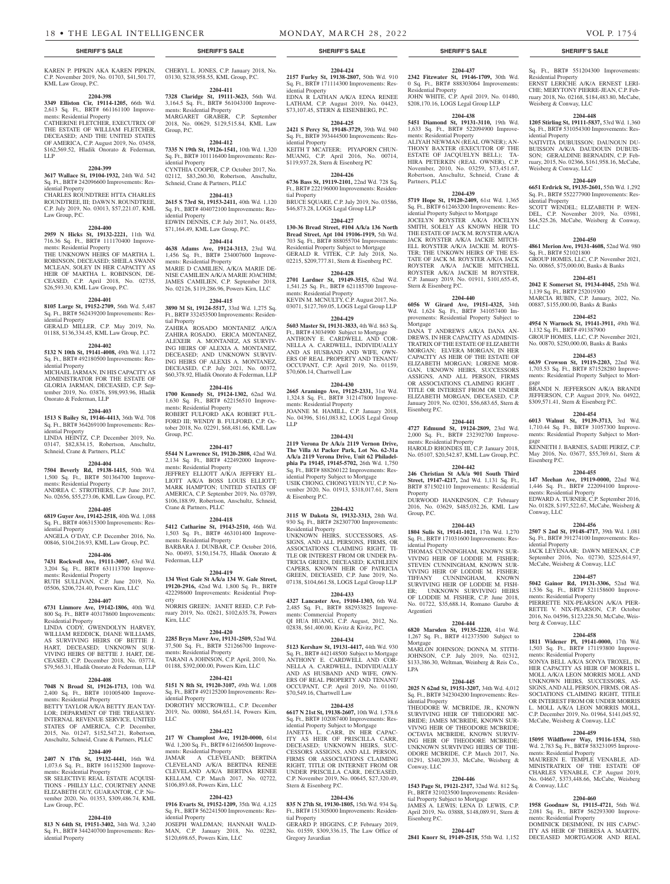**SHERIFF'S SALE**

KAREN P. PIPKIN AKA KAREN PIPKIN, C.P. November 2019, No. 01703, $41,501.77, KML Law Group, P.C.

**2204-398**

**3349 Elliston Cir, 19114-1205,** 66th Wd. 2,613 Sq. Ft., BRT# 661161100 Improvements: Residential Property
CATHERINE FLETCHER, EXECUTRIX OF THE ESTATE OF WILLIAM FLETCHER, DECEASED; AND THE UNITED STATES OF AMERICA, C.P. August 2019, No. 03458, $162,569.52, Hladik Onorato & Federman, LLP

**2204-399**

**3617 Wallace St, 19104-1932,** 24th Wd. 542 Sq. Ft., BRT# 242096600 Improvements: Residential Property
CHARLES ROUNDTREE HTTA CHARLES ROUNDTREE, III; DAWN N. ROUNDTREE, C.P. July 2019, No. 03013, $57,221.07, KML Law Group, P.C.

**2204-400**

**2959 N Hicks St, 19132-2221,** 11th Wd. 716.36 Sq. Ft., BRT# 111170400 Improvements: Residential Property
THE UNKNOWN HEIRS OF MARTHA L. ROBINSON, DECEASED; SHEILA SWANN MCLEAN, SOLEY IN HER CAPACITY AS HEIR OF MARTHA L. ROBINSON, DECEASED, C.P. April 2018, No. 02735, $26,593.30, KML Law Group, P.C.

**2204-401**

**8105 Large St, 19152-2709,** 56th Wd. 5,487 Sq. Ft., BRT# 562439200 Improvements: Residential Property
GERALD MILLER, C.P. May 2019, No. 01188, $136,334.45, KML Law Group, P.C.

**2204-402**

**5132 N 10th St, 19141-4008,** 49th Wd. 1,172 Sq. Ft., BRT# 492180500 Improvements: Residential Property
MICHAEL JARMAN, IN HIS CAPACITY AS ADMINISTRATOR FOR THE ESTATE OF GLORIA JARMAN, DECEASED, C.P. September 2019, No. 03876, $98,993.96, Hladik Onorato & Federman, LLP

**2204-403**

**1513 S Bailey St, 19146-4413,** 36th Wd. 708 Sq. Ft., BRT# 364269100 Improvements: Residential Property
LINDA HEINTZ, C.P. December 2019, No. 03147, $82,834.15, Robertson, Anschultz, Schneid, Crane & Partners, PLLC

**2204-404**

**7504 Beverly Rd, 19138-1415,** 50th Wd. 1,500 Sq. Ft., BRT# 501364700 Improvements: Residential Property
ANDREA C. STROTHERS, C.P. June 2017, No. 02656, $55,273.06, KML Law Group, P.C.

**2204-405**

**6819 Guyer Ave, 19142-2518,** 40th Wd. 1,088 Sq. Ft., BRT# 406315300 Improvements: Residential Property
ANGELA O'DAY, C.P. December 2016, No. 00846, $104,216.93, KML Law Group, P.C.

**2204-406**

**7431 Rockwell Ave, 19111-3007,** 63rd Wd. 3,204 Sq. Ft., BRT# 631113700 Improvements: Residential Property
RUTH SULLIVAN, C.P. June 2019, No. 05506, $206,724.40, Powers Kirn, LLC

**2204-407**

**6731 Linmore Ave, 19142-1806,** 40th Wd. 800 Sq. Ft., BRT# 403178600 Improvements: Residential Property
LINDA CODY, GWENDOLYN HARVEY, WILLIAM REDDICK, DIANE WILLIAMS, AS SURVIVING HEIRS OF BETTIE J. HART, DECEASED; UNKNOWN SURVIVING HEIRS OF BETTIE J. HART, DECEASED, C.P. December 2018, No. 03774, $79,565.31, Hladik Onorato & Federman LLP

**2204-408**

**7048 N Broad St, 19126-1713,** 10th Wd. 2,400 Sq. Ft., BRT# 101005400 Improvements: Residential Property
BETTY TAYLOR A/K/A BETTY JEAN TAYLOR; DEPARMENT OF THE TREASURY-INTERNAL REVENUE SERVICE, UNITED STATES OF AMERICA, C.P. December, 2015, No. 01247, $152,547.21, Robertson, Anschultz, Schneid, Crane & Partners, PLLC

**2204-409**

**2407 N 17th St, 19132-4441,** 16th Wd. 1,073.6 Sq. Ft., BRT# 161152300 Improvements: Residential Property
SR SELECTIVE REAL ESTATE ACQUISITIONS - PHILLY LLC, COURTNEY ANNE ELIZABETH GUY, GUARANTOR, C.P. November 2020, No. 01353, $309,486.74, KML Law Group, P.C.

**2204-410**

**813 N 64th St, 19151-3402,** 34th Wd. 3,240 Sq. Ft., BRT# 344240700 Improvements: Residential Property
CHERYL L. JONES, C.P. January 2018, No. 03130, $238,958.55, KML Group, P.C.

**2204-411**

**7328 Claridge St, 19111-3623,** 56th Wd. 3,164.5 Sq. Ft., BRT# 561043100 Improvements: Residential Property
MARGARET GRABER, C.P. September 2018, No. 00629, $129,515.84, KML Law Group, P.C.

**2204-412**

**7335 N 19th St, 19126-1541,** 10th Wd. 1,320 Sq. Ft., BRT# 101116400 Improvements: Residential Property
CYNTHIA COOPER, C.P. October 2017, No. 02112, $83,260.30, Robertson, Anschultz, Schneid, Crane & Partners, PLLC

**2204-413**

**2615 S 73rd St, 19153-2411,** 40th Wd. 1,120 Sq. Ft., BRT# 404072100 Improvements: Residential Property
EDWIN DENNIS, C.P. July 2017, No. 01455, $71,164.49, KML Law Group, P.C.

**2204-414**

**4638 Adams Ave, 19124-3113,** 23rd Wd. 1,456 Sq. Ft., BRT# 234007600 Improvements: Residential Property
MARIE D CAMILIEN, A/K/A MARIE DENISE CAMILIEN A/K/A MARIE JOACHIM; JAMES CAMILIEN, C.P. September 2018, No. 02126, $119,286.96, Powers Kirn, LLC

**2204-415**

**3890 M St, 19124-5517,** 33rd Wd. 1,275 Sq. Ft., BRT# 332453500 Improvements: Residential Property
ZAHIRA ROSADO MONTANEZ A/K/A ZAHIRA ROSADO, ERICA MONTANEZ, ALEXEIR A. MONTANEZ, AS SURVIVING HEIRS OF ALEXIA A. MONTANEZ, DECEASED; AND UNKNOWN SURVIVING HEIRS OF ALEXIS A. MONTANEZ, DECEASED, C.P. July 2021, No. 00372, $60,378.92, Hladik Onorato & Federman, LLP

**2204-416**

**1700 Kennedy St, 19124-1302,** 62nd Wd. 1,630 Sq. Ft., BRT# 622156510 Improvements: Residential Property
ROBERT FULFORD AKA ROBERT FULFORD III; WENDY B. FULFORD, C.P. October 2018, No. 02291, $68,481.66, KML Law Group, P.C.

**2204-417**

**5544 N Lawrence St, 19120-2808,** 42nd Wd. 2,134 Sq. Ft., BRT# 422492000 Improvements: Residential Property
JEFFREY ELLIOTT A/K/A JEFFERY ELLIOTT A/K/A BOSS LOUIS ELLIOTT; MARK HAMPTON; UNITED STATES OF AMERICA, C.P. September 2019, No. 03789, $106,188.99, Robertson, Anschultz, Schneid, Crane & Partners, PLLC

**2204-418**

**5412 Catharine St, 19143-2510,** 46th Wd. 1,503 Sq. Ft., BRT# 463101400 Improvements: Residential Property
BARBARA J. DUNBAR, C.P. October 2016, No. 00493, $150,154.75, Hladik Onorato & Federman, LLP

**2204-419**

**134 West Gale St A/k/a 134 W. Gale Street, 19120-2916,** 42nd Wd. 1,800 Sq. Ft., BRT# 422298600 Improvements: Residential Property
NORRIS GREEN; JANET REED, C.P. February 2019, No. 02621, $102,635.78, Powers Kirn, LLC

**2204-420**

**2285 Bryn Mawr Ave, 19131-2509,** 52nd Wd. 37,500 Sq. Ft., BRT# 521266700 Improvements: Residential Property
TARANI A JOHNSON, C.P. April, 2010, No. 01188, $392,000.00, Powers Kirn, LLC

**2204-421**

**5151 N 8th St, 19120-3107,** 49th Wd. 1,008 Sq. Ft., BRT# 492125200 Improvements: Residential Property
DOROTHY MCCROWELL, C.P. December 2019, No. 00080, $64,651.14, Powers Kirn, LLC

**2204-422**

**217 W Champlost Ave, 19120-0000,** 61st Wd. 1,200 Sq. Ft., BRT# 612166500 Improvements: Residential Property
JAMAR A CLEVELAND; BERTINA CLEVELAND A/K/A BERTINA RENEE CLEVELAND A/K/A BERTINA RENEE KELLAM, C.P. March 2017, No. 02722, $106,893.68, Powers Kirn, LLC

**2204-423**

**1916 Evarts St, 19152-1209,** 35th Wd. 4,125 Sq. Ft., BRT# 562241500 Improvements: Residential Property
JOSEPH WALDMAN; HANNAH WALDMAN, C.P. January 2018, No. 02282, $120,698.65, Powers Kirn, LLC

**2204-424**

**2157 Furley St, 19138-2807,** 50th Wd. 910 Sq. Ft., BRT# 171114300 Improvements: Residential Property
EDNA R LATHAN A/K/A EDNA RENEE LATHAM, C.P. August 2019, No. 04423, $73,107.45, STERN & EISENBERG, P.C.

**2204-425**

**2421 S Percy St, 19148-3729,** 39th Wd. 940 Sq. Ft., BRT# 393444500 Improvements: Residential Property
KEITH T MCATEER; PIYAPORN CHUNMUANG, C.P. April 2016, No. 00714, $119,937.28, Stern & Eisenberg PC

**2204-426**

**6736 Bass St, 19119-2101,** 22nd Wd. 728 Sq. Ft., BRT# 222196000 Improvements: Residential Property
BRUCE SQUARE, C.P. July 2019, No. 03586, $46,873.28, LOGS Legal Group LLP

**2204-427**

**130-36 Bread Street, #104 A/k/a 136 North Bread Street, Apt 104 19106-1919,** 5th Wd. 703 Sq. Ft., BRT# 888055704 Improvements: Residential Property Subject to Mortgage
GERALD R. VITEK, C.P. July 2018, No. 02215, $209,777.81, Stern & Eisenberg P.C.

**2204-428**

**2701 Lardner St, 19149-3515,** 62nd Wd. 1,541.25 Sq. Ft., BRT# 621185700 Improvements: Residential Property
KEVIN M. MCNULTY, C.P. August 2017, No. 03071, $127,769.05, LOGS Legal Group LLP

**2204-429**

**5603 Master St, 19131-3833,** 4th Wd. 863 Sq. Ft., BRT# 43034900 Subject to Mortgage
ANTHONY E. CARDWELL AND CORNELLA A. CARDWELL, INDIVIDUALLY AND AS HUSBAND AND WIFE, OWNERS OF REAL PROPERTY AND TENANT/OCCUPANT, C.P. April 2019, No. 01159, $70,606.14, Chartwell Law

**2204-430**

**2665 Aramingo Ave, 19125-2331,** 31st Wd. 1,324.8 Sq. Ft., BRT# 312147800 Improvements: Residential Property
JOANNE M. HAMILL, C.P. January 2018, No. 04396, $161,083.82, LOGS Legal Group LLP

**2204-431**

**2119 Verona Dr A/k/a 2119 Vernon Drive, The Villa At Packer Park, Lot No. 62-31a A/k/a 2119 Verona Drive, Unit 62 Philadelphia Pa 19145, 19145-5702,** 26th Wd. 1,750 Sq. Ft., BRT# 888260122 Improvements: Residential Property Subject to Mortgage
USIK CHONG, CHONG YEUN YU, C.P. November 2020, No. 01913, $318,017.61, Stern & Eisenberg P.C.

**2204-432**

**3115 W Dakota St, 19132-3313,** 28th Wd. 930 Sq. Ft., BRT# 282307700 Improvements: Residential Property
UNKNOWN HEIRS, SUCCESSORS, ASSIGNS, AND ALL PERSONS, FIRMS, OR ASSOCIATIONS CLAIMING RIGHT, TITLE OR INTEREST FROM OR UNDER PATRICIA GREEN, DECEASED; KATHLEEN CAPERS, KNOWN HEIR OF PATRICIA GREEN, DECEASED, C.P. June 2019, No. 07138, $104,661.58, LOGS Legal Group LLP

**2204-433**

**4327 Lancaster Ave, 19104-1303,** 6th Wd. 2,485 Sq. Ft., BRT# 882933825 Improvements: Commercial Property
QI HUA HUANG, C.P. August, 2012, No. 02838, $61,400.00, Kivitz & Kivitz, P.C.

**2204-434**

**5123 Kershaw St, 19131-4417,** 44th Wd. 930 Sq. Ft., BRT# 442148500 Subject to Mortgage
ANTHONY E. CARDWELL AND CORNELLA A. CARDWELL, INDIVIDUALLY AND AS HUSBAND AND WIFE, OWNERS OF REAL PROPERTY AND TENANT/OCCUPANT, C.P. April 2019, No. 01160, $70,549.16, Chartwell Law

**2204-435**

**6617 N 21st St, 19138-2607,** 10th Wd. 1,578.6 Sq. Ft., BRT# 102087400 Improvements: Residential Property Subject to Mortgage
JANETTA L. CARR, IN HER CAPACITY AS HEIR OF PRISCILLA CARR, DECEASED; UNKNOWN HEIRS, SUCCESSORS ASSIGNS, AND ALL PERSON, FIRMS OR ASSOCIATIONS CLAIMING RIGHT, TITLE OR INTERNET FROM OR UNDER PRISCILLA CARR, DECEASED, C.P. November 2019, No. 00645, $27,320.49, Stern & Eisenberg P.C.

**2204-436**

**835 N 27th St, 19130-1805,** 15th Wd. 934 Sq. Ft., BRT# 151305000 Improvements: Residential Property
GERARD P. HIGGINS, C.P. February 2019, No. 01559, $309,336.15, The Law Office of Gregory Javardian

**2204-437**

**2342 Fitzwater St, 19146-1709,** 30th Wd. 0 Sq. Ft., BRT# 888303064 Improvements: Residential Property
JOHN WHITE, C.P. April 2019, No. 01480, $208,170.16, LOGS Legal Group LLP

**2204-438**

**5451 Diamond St, 19131-3110,** 19th Wd. 1,633 Sq. Ft., BRT# 522094900 Improvements: Residential Property
ALIYAH NEWMAN (REAL OWNER); ANTHONY BAXTER (EXECUTOR OF THE ESTATE OF JACQUELYN BELL); TAHIRA PETERKIN (REAL OWNER), C.P. November, 2010, No. 03259, $73,451.67, Robertson, Anschultz, Schneid, Crane & Partners, PLLC

**2204-439**

**5719 Hope St, 19120-2409,** 61st Wd. 1,365 Sq. Ft., BRT# 612463200 Improvements: Residential Property Subject to Mortgage
JOCELYN ROYSTER A/K/A JOCELYN SMITH, SOLELY AS KNOWN HEIR TO THE ESTATE OF JACK M. ROYSTER A/K/A JACK ROYSTER A/K/A JACKIE MITCHELL ROYSTER A/K/A JACKIE M. ROYSTER; THE UNKOWN HEIRS OF THE ESTATE OF JACK M. ROYSTER A/K/A JACK ROYSTER A/K/A JACKIE MITCHELL ROYSTER A/K/A JACKIE M ROYSTER, C.P. January 2019, No. 01911, $101,655.45, Stern & Eisenberg P.C.

**2204-440**

**6056 W Girard Ave, 19151-4325,** 34th Wd. 1,624 Sq. Ft., BRT# 341057400 Improvements: Residential Property Subject to Mortgage
DANA T ANDREWS A/K/A DANA ANDREWS, IN HER CAPACITY AS ADMINISTRATRIX OF THE ESTATE OF ELIZABETH MORGAN; ELVERA MORGAN, IN HER CAPACITY AS HEIR OF THE ESTATE OF ELIZABETH MORGAN; LORENE MORGAN, UKNOWN HEIRS, SUCCESSORS ASSIGNS, AND ALL PERSON, FIRMS OR ASSOCIATIONS CLAIMING RIGHT . TITLE OR INTEREST FROM OR UNDER ELIZABETH MORGAN, DECEASED, C.P. January 2019, No. 02301, $56,683.65, Stern & Eisenberg P.C.

**2204-441**

**4727 Edmund St, 19124-2809,** 23rd Wd. 2,000 Sq. Ft., BRT# 232392700 Improvements: Residential Property
HAROLD RHONDES III, C.P. January 2018, No. 05107, $20,542.87, KML Law Group, P.C.

**2204-442**

**246 Christian St A/k/a 901 South Third Street, 19147-4217,** 2nd Wd. 1,131 Sq. Ft., BRT# 871502110 Improvements: Residential Property
DURWOOD HANKINSON, C.P. February 2016, No. 03629, $485,032.26, KML Law Group, P.C.

**2204-443**

**1804 Sulis St, 19141-1021,** 17th Wd. 1,270 Sq. Ft., BRT# 171031600 Improvements: Residential Property
THOMAS CUNNINGHAM, KNOWN SURVIVING HEIR OF LODDIE M. FISHER; STEVEN CUNNINGHAM, KNOWN SURVIVING HEIR OF LODDIE M. FISHER; TIFFANY CUNNINGHAM, KNOWN SURVIVING HEIR OF LODDIE M. FISHER; UNKNOWN SURVIVING HEIRS OF LODDIE M. FISHER, C.P. June 2018, No. 01722, $35,688.14, Romano Garubo & Argentieri

**2204-444**

**6820 Marsden St, 19135-2220,** 41st Wd. 1,267 Sq. Ft., BRT# 412373500 Subject to Mortgage
MARLON JOHNSON; DONNA M. STITH-JOHNSON, C.P. July 2019, No. 02312, $133,386.30, Weltman, Weinberg & Reis Co., LPA

**2204-445**

**2025 N 62nd St, 19151-3207,** 34th Wd. 4,012 Sq. Ft., BRT# 342304200 Improvements: Residential Property
THEODORE W. MCBRIDE, JR., KNOWN SURVIVING HEIR OF THEODORE MCBRIDE; JAMES MCBRIDE, KNOWN SURVIVNG HEIR OF THEODORE MCBRIDE; OCTAVIA MCBRIDE, KNOWN SURVIVING HEIR OF THEODORE MCBRIDE; UNKNOWN SURVIVING HEIRS OF THEODORE MCBRIDE, C.P. March 2017, No. 01291, $340,209.33, McCabe, Weisberg & Conway, LLC

**2204-446**

**1543 Page St, 19121-2317,** 32nd Wd. 812 Sq. Ft., BRT# 321023500 Improvements: Residential Property Subject to Mortgage
JAMES A. LEWIS; LENA D. LEWIS, C.P. April 2019, No. 03888, $148,089.91, Stern & Eisenberg P.C.

**2204-447**

**2841 Knorr St, 19149-2518,** 55th Wd. 1,152 Sq. Ft., BRT# 551204300 Improvements: Residential Property
ERNST LERICHE A/K/A ERNEST LERICHE; MERYTONY PIERRE-JEAN, C.P. February 2018, No. 02168, $184,483.80, McCabe, Weisberg & Conway, LLC

**2204-448**

**1205 Stirling St, 19111-5837,** 53rd Wd. 1,360 Sq. Ft., BRT# 531054300 Improvements: Residential Property
NATIVITA DUBUISSON; DAUNOUN DUBUISSON A/K/A DAUDOUIN DUBUISSON; GERALDINE BERNADIN, C.P. February, 2015, No. 02366, $161,958.16, McCabe, Weisberg & Conway, LLC

**2204-449**

**6651 Erdrick St, 19135-2601,** 55th Wd. 1,292 Sq. Ft., BRT# 552277900 Improvements: Residential Property
SCOTT WENDEL; ELIZABETH P. WENDEL, C.P. November 2019, No. 03981, $64,525.26, McCabe, Weisberg & Conway, LLC

**2204-450**

**4861 Merion Ave, 19131-4608,** 52nd Wd. 980 Sq. Ft., BRT# 521021800
GROUP HOMES, LLC, C.P. November 2021, No. 00865, $75,000.00, Banks & Banks

**2204-451**

**2042 E Somerset St, 19134-4045,** 25th Wd. 1,139 Sq. Ft., BRT# 252019300
MARCIA RUBIN, C.P. January, 2022, No. 00887, $155,000.00, Banks & Banks

**2204-452**

**4954 N Warnock St, 19141-3911,** 49th Wd. 1,132 Sq. Ft., BRT# 491387900
GROUP HOMES, LLC, C.P. November 2021, No. 00870, $250,000.00, Banks & Banks

**2204-453**

**6639 Crowson St, 19119-2203,** 22nd Wd. 1,703.53 Sq. Ft., BRT# 871528280 Improvements: Residential Property Subject to Mortgage
BRANDI N. JEFFERSON A/K/A BRANDI JEFFERSON, C.P. August 2019, No. 04922, $309,571.41, Stern & Eisenberg P.C.

**2204-454**

**6013 Walnut St, 19139-3713,** 3rd Wd. 1,710.44 Sq. Ft., BRT# 31057300 Improvements: Residential Property Subject to Mortgage
KENNETH J. BARNES, SADIE PEREZ, C.P. May 2016, No. 03677, $55,769.61, Stern & Eisenberg P.C.

**2204-455**

**147 Meehan Ave, 19119-0000,** 22nd Wd. 1,446 Sq. Ft., BRT# 222094100 Improvements: Residential Property
EDWARD A. TURNER, C.P. September 2016, No. 01828, $197,522.67, McCabe, Weisberg & Conway, LLC

**2204-456**

**2507 S 2nd St, 19148-4717,** 39th Wd. 1,081 Sq. Ft., BRT# 391274100 Improvements: Residential Property
JACK LEYENAAR; DAWN MEENAN, C.P. September 2016, No. 02730, $225,614.97, McCabe, Weisberg & Conway, LLC

**2204-457**

**5042 Gainor Rd, 19131-3306,** 52nd Wd. 1,536 Sq. Ft., BRT# 521158600 Improvements: Residential Property
PIERRETTE NIX-PEARSON A/K/A PIERRETTE V. NIX-PEARSON, C.P. October 2016, No. 04596, $123,228.50, McCabe, Weisberg & Conway, LLC

**2204-458**

**1811 Widener Pl, 19141-0000,** 17th Wd. 1,503 Sq. Ft., BRT# 171193800 Improvements: Residential Property
SONYA BELL A/K/A SONYA TROXEL, IN HER CAPACITY AS HEIR OF MORRIS L. MOLL A/K/A LEON MORRIS MOLL AND UNKNOWN HEIRS, SUCCESSORS, ASSIGNS, AND ALL PERSON, FIRMS, OR ASSOCIATIONS CLAIMING RIGHT, TITILE OR INTEREST FROM OR UNDER MORRIS L. MOLL A/K/A LEON MORRIS MOLL, C.P. December 2019, No. 01964, $141,045.92, McCabe, Weisberg & Conway, LLC

**2204-459**

**15095 Wildflower Way, 19116-1534,** 58th Wd. 2,783 Sq. Ft., BRT# 583231095 Improvements: Residential Property
MAUREEN E. TEMPLE VENABLE, ADMINISTRATRIX OF THE ESTATE OF CHARLES VENABLE, C.P. August 2019, No. 04667, $373,448.66, McCabe, Weisberg & Conway, LLC

**2204-460**

**1958 Goodnaw St, 19115-4721,** 56th Wd. 2,081 Sq. Ft., BRT# 562293300 Improvements: Residential Property
DOMINICK DESIMONE, IN HIS CAPACITY AS HEIR OF THERESA A. MARTIN, DECEASED MORTGAGOR AND REAL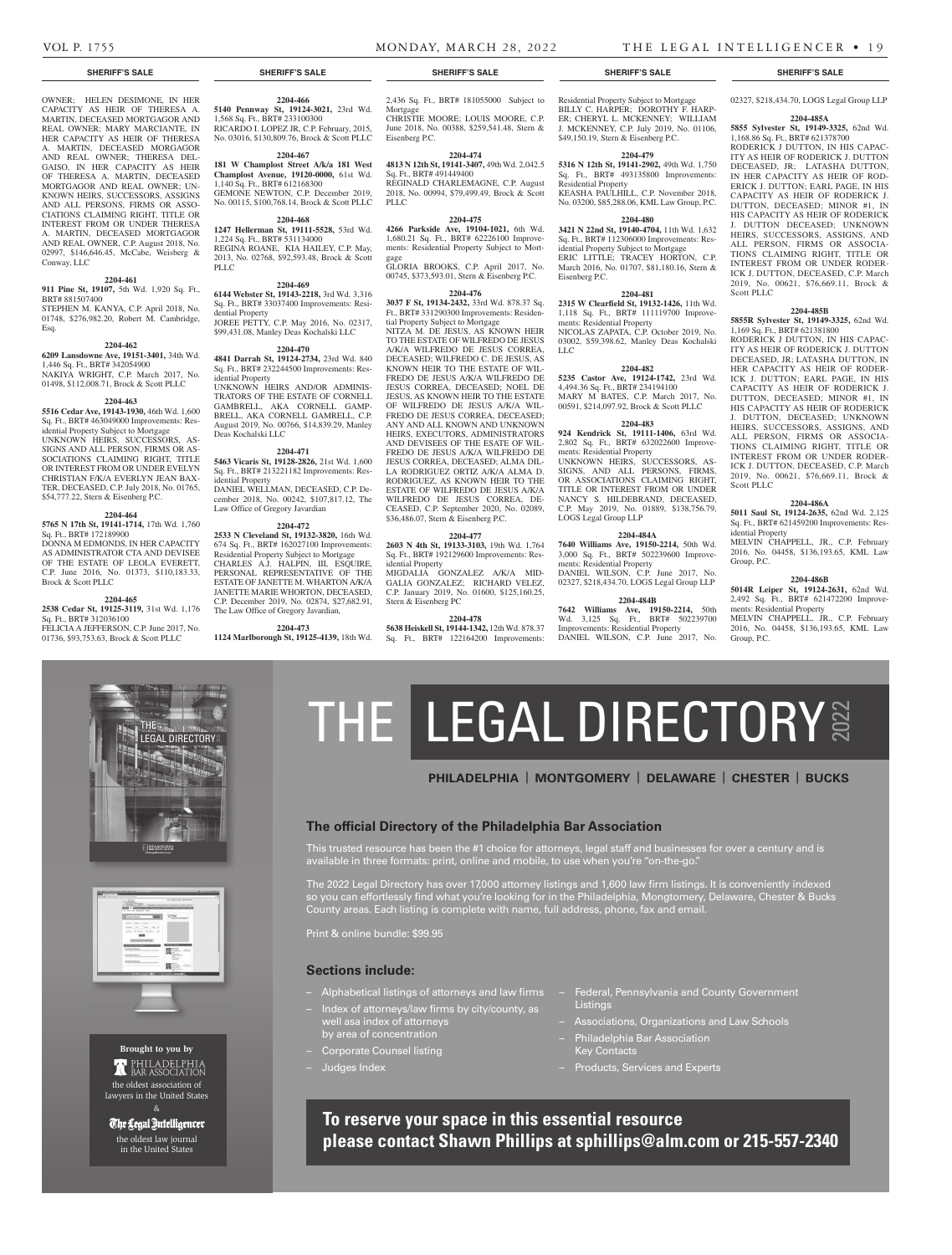## SHERIFF'S SALE

OWNER; HELEN DESIMONE, IN HER CAPACITY AS HEIR OF THERESA A. MARTIN, DECEASED MORTGAGOR AND REAL OWNER; MARY MARCIANTE, IN HER CAPACITY AS HEIR OF THERESA A. MARTIN, DECEASED MORGAGOR AND REAL OWNER; THERESA DELGAISO, IN HER CAPACITY AS HEIR OF THERESA A. MARTIN, DECEASED MORTGAGOR AND REAL OWNER; UNKNOWN HEIRS, SUCCESSORS, ASSIGNS AND ALL PERSONS, FIRMS OR ASSOCIATIONS CLAIMING RIGHT, TITLE OR INTEREST FROM OR UNDER THERESA A. MARTIN, DECEASED MORTGAGOR AND REAL OWNER, C.P. August 2018, No. 02997, $146,646.45, McCabe, Weisberg & Conway, LLC

**2204-461**

**911 Pine St, 19107,** 5th Wd. 1,920 Sq. Ft., BRT# 881507400
STEPHEN M. KANYA, C.P. April 2018, No. 01748, $276,982.20, Robert M. Cambridge, Esq.

**2204-462**

**6209 Lansdowne Ave, 19151-3401,** 34th Wd. 1,446 Sq. Ft., BRT# 342054900
NAKIYA WRIGHT, C.P. March 2017, No. 01498, $112,008.71, Brock & Scott PLLC

**2204-463**

**5516 Cedar Ave, 19143-1930,** 46th Wd. 1,600 Sq. Ft., BRT# 463049000 Improvements: Residential Property Subject to Mortgage
UNKNOWN HEIRS, SUCCESSORS, ASSIGNS AND ALL PERSON, FIRMS OR ASSOCIATIONS CLAIMING RIGHT, TITLE OR INTEREST FROM OR UNDER EVELYN CHRISTIAN F/K/A EVERLYN JEAN BAXTER, DECEASED, C.P. July 2018, No. 01765, $54,777.22, Stern & Eisenberg P.C.

**2204-464**

**5765 N 17th St, 19141-1714,** 17th Wd. 1,760 Sq. Ft., BRT# 172189900
DONNA M EDMONDS, IN HER CAPACITY AS ADMINISTRATOR CTA AND DEVISEE OF THE ESTATE OF LEOLA EVERETT, C.P. June 2016, No. 01373, $110,183.33, Brock & Scott PLLC

**2204-465**

**2538 Cedar St, 19125-3119,** 31st Wd. 1,176 Sq. Ft., BRT# 312036100
FELICIA A JEFFERSON, C.P. June 2017, No. 01736, $93,753.63, Brock & Scott PLLC

**2204-466**

**5140 Pennway St, 19124-3021,** 23rd Wd. 1,568 Sq. Ft., BRT# 233100300
RICARDO I. LOPEZ JR, C.P. February, 2015, No. 03016, $130,809.76, Brock & Scott PLLC

**2204-467**

**181 W Champlost Street A/k/a 181 West Champlost Avenue, 19120-0000,** 61st Wd. 1,140 Sq. Ft., BRT# 612168300
GEMONE NEWTON, C.P. December 2019, No. 00115, $100,768.14, Brock & Scott PLLC

**2204-468**

**1247 Hellerman St, 19111-5528,** 53rd Wd. 1,224 Sq. Ft., BRT# 531134000
REGINA ROANE, KIA HAILEY, C.P. May, 2013, No. 02768, $92,593.48, Brock & Scott PLLC

**2204-469**

**6144 Webster St, 19143-2218,** 3rd Wd. 3,316 Sq. Ft., BRT# 33037400 Improvements: Residential Property
JOREE PETTY, C.P. May 2016, No. 02317, $99,431.08, Manley Deas Kochalski LLC

**2204-470**

**4841 Darrah St, 19124-2734,** 23rd Wd. 840 Sq. Ft., BRT# 232244500 Improvements: Residential Property
UNKNOWN HEIRS AND/OR ADMINISTRATORS OF THE ESTATE OF CORNELL GAMBRELL, AKA CORNELL GAMPBRELL, AKA CORNELL GAMRELL, C.P. August 2019, No. 00766, $14,839.29, Manley Deas Kochalski LLC

**2204-471**

**5463 Vicaris St, 19128-2826,** 21st Wd. 1,600 Sq. Ft., BRT# 213221182 Improvements: Residential Property
DANIEL WELLMAN, DECEASED, C.P. December 2018, No. 00242, $107,817.12, The Law Office of Gregory Javardian

**2204-472**

**2533 N Cleveland St, 19132-3820,** 16th Wd. 674 Sq. Ft., BRT# 162027100 Improvements: Residential Property Subject to Mortgage
CHARLES A.J. HALPIN, III, ESQUIRE, PERSONAL REPRESENTATIVE OF THE ESTATE OF JANETTE M. WHARTON A/K/A JANETTE MARIE WHORTON, DECEASED, C.P. December 2019, No. 02874, $27,682.91, The Law Office of Gregory Javardian,

**2204-473**

**1124 Marlborough St, 19125-4139,** 18th Wd. 2,436 Sq. Ft., BRT# 181055000 Subject to Mortgage
CHRISTIE MOORE; LOUIS MOORE, C.P. June 2018, No. 00388, $259,541.48, Stern & Eisenberg P.C.

**2204-474**

**4813 N 12th St, 19141-3407,** 49th Wd. 2,042.5 Sq. Ft., BRT# 491449400
REGINALD CHARLEMAGNE, C.P. August 2018, No. 00994, $79,499.49, Brock & Scott PLLC

**2204-475**

**4266 Parkside Ave, 19104-1021,** 6th Wd. 1,680.21 Sq. Ft., BRT# 62226100 Improvements: Residential Property Subject to Mortgage
GLORIA BROOKS, C.P. April 2017, No. 00745, $373,593.01, Stern & Eisenberg P.C.

**2204-476**

**3037 F St, 19134-2432,** 33rd Wd. 878.37 Sq. Ft., BRT# 331290300 Improvements: Residential Property Subject to Mortgage
NITZA M. DE JESUS, AS KNOWN HEIR TO THE ESTATE OF WILFREDO DE JESUS A/K/A WILFREDO DE JESUS CORREA, DECEASED; WILFREDO C. DE JESUS, AS KNOWN HEIR TO THE ESTATE OF WILFREDO DE JESUS A/K/A WILFREDO DE JESUS CORREA, DECEASED; NOEL DE JESUS, AS KNOWN HEIR TO THE ESTATE OF WILFREDO DE JESUS A/K/A WILFREDO DE JESUS CORREA, DECEASED; ANY AND ALL KNOWN AND UNKNOWN HEIRS, EXECUTORS, ADMINISTRATORS AND DEVISEES OF THE ESATE OF WILFREDO DE JESUS A/K/A WILFREDO DE JESUS CORREA, DECEASED; ALMA DILLA RODRIGUEZ ORTIZ A/K/A ALMA D. RODRIGUEZ, AS KNOWN HEIR TO THE ESTATE OF WILFREDO DE JESUS A/K/A WILFREDO DE JESUS CORREA, DECEASED, C.P. September 2020, No. 02089, $36,486.07, Stern & Eisenberg P.C.

**2204-477**

**2603 N 4th St, 19133-3103,** 19th Wd. 1,764 Sq. Ft., BRT# 192129600 Improvements: Residential Property
MIGDALIA GONZALEZ A/K/A MIDGALIA GONZALEZ; RICHARD VELEZ, C.P. January 2019, No. 01600, $125,160.25, Stern & Eisenberg PC

**2204-478**

**5638 Heiskell St, 19144-1342,** 12th Wd. 878.37 Sq. Ft., BRT# 122164200 Improvements: Residential Property Subject to Mortgage
BILLY C. HARPER; DOROTHY F. HARPER; CHERYL L. MCKENNEY; WILLIAM J. MCKENNEY, C.P. July 2019, No. 01106, $49,150.19, Stern & Eisenberg P.C.

**2204-479**

**5316 N 12th St, 19141-2902,** 49th Wd. 1,750 Sq. Ft., BRT# 493135800 Improvements: Residential Property
KEASHA PAULHILL, C.P. November 2018, No. 03200, $85,288.06, KML Law Group, P.C.

**2204-480**

**3421 N 22nd St, 19140-4704,** 11th Wd. 1,632 Sq. Ft., BRT# 112306000 Improvements: Residential Property Subject to Mortgage
ERIC LITTLE; TRACEY HORTON, C.P. March 2016, No. 01707, $81,180.16, Stern & Eisenberg P.C.

**2204-481**

**2315 W Clearfield St, 19132-1426,** 11th Wd. 1,118 Sq. Ft., BRT# 111119700 Improvements: Residential Property
NICOLAS ZAPATA, C.P. October 2019, No. 03002, $59,398.62, Manley Deas Kochalski LLC

**2204-482**

**5235 Castor Ave, 19124-1742,** 23rd Wd. 4,494.36 Sq. Ft., BRT# 234194100
MARY M BATES, C.P. March 2017, No. 00591, $214,097.92, Brock & Scott PLLC

**2204-483**

**924 Kendrick St, 19111-1406,** 63rd Wd. 2,802 Sq. Ft., BRT# 632022600 Improvements: Residential Property
UNKNOWN HEIRS, SUCCESSORS, ASSIGNS, AND ALL PERSONS, FIRMS, OR ASSOCIATIONS CLAIMING RIGHT, TITLE OR INTEREST FROM OR UNDER NANCY S. HILDEBRAND, DECEASED, C.P. May 2019, No. 01889, $138,756.79, LOGS Legal Group LLP

**2204-484A**

**7640 Williams Ave, 19150-2214,** 50th Wd. 3,000 Sq. Ft., BRT# 502239600 Improvements: Residential Property
DANIEL WILSON, C.P. June 2017, No. 02327, $218,434.70, LOGS Legal Group LLP

**2204-484B**

**7642 Williams Ave, 19150-2214,** 50th Wd. 3,125 Sq. Ft., BRT# 502239700 Improvements: Residential Property
DANIEL WILSON, C.P. June 2017, No. 02327, $218,434.70, LOGS Legal Group LLP

**2204-485A**

**5855 Sylvester St, 19149-3325,** 62nd Wd. 1,168.86 Sq. Ft., BRT# 621378700
RODERICK J DUTTON, IN HIS CAPACITY AS HEIR OF RODERICK J. DUTTON DECEASED, JR; LATASHA DUTTON, IN HER CAPACITY AS HEIR OF RODERICK J. DUTTON; EARL PAGE, IN HIS CAPACITY AS HEIR OF RODERICK J. DUTTON, DECEASED; MINOR #1, IN HIS CAPACITY AS HEIR OF RODERICK J. DUTTON DECEASED; UNKNOWN HEIRS, SUCCESSORS, ASSIGNS, AND ALL PERSON, FIRMS OR ASSOCIATIONS CLAIMING RIGHT, TITLE OR INTEREST FROM OR UNDER RODERICK J. DUTTON, DECEASED, C.P. March 2019, No. 00621, $76,669.11, Brock & Scott PLLC

**2204-485B**

**5855R Sylvester St, 19149-3325,** 62nd Wd. 1,169 Sq. Ft., BRT# 621381800
RODERICK J DUTTON, IN HIS CAPACITY AS HEIR OF RODERICK J. DUTTON DECEASED, JR; LATASHA DUTTON, IN HER CAPACITY AS HEIR OF RODERICK J. DUTTON; EARL PAGE, IN HIS CAPACITY AS HEIR OF RODERICK J. DUTTON, DECEASED; MINOR #1, IN HIS CAPACITY AS HEIR OF RODERICK J. DUTTON, DECEASED; UNKNOWN HEIRS, SUCCESSORS, ASSIGNS, AND ALL PERSON, FIRMS OR ASSOCIATIONS CLAIMING RIGHT, TITLE OR INTEREST FROM OR UNDER RODERICK J. DUTTON, DECEASED, C.P. March 2019, No. 00621, $76,669.11, Brock & Scott PLLC

**2204-486A**

**5011 Saul St, 19124-2635,** 62nd Wd. 2,125 Sq. Ft., BRT# 621459200 Improvements: Residential Property
MELVIN CHAPPELL, JR., C.P. February 2016, No. 04458, $136,193.65, KML Law Group, P.C.

**2204-486B**

**5014R Leiper St, 19124-2631,** 62nd Wd. 2,492 Sq. Ft., BRT# 621472200 Improvements: Residential Property
MELVIN CHAPPELL, JR., C.P. February 2016, No. 04458, $136,193.65, KML Law Group, P.C.

# THE LEGAL DIRECTORY 2022

**PHILADELPHIA | MONTGOMERY | DELAWARE | CHESTER | BUCKS**

### The official Directory of the Philadelphia Bar Association

This trusted resource has been the #1 choice for attorneys, legal staff and businesses for over a century and is available in three formats: print, online and mobile, to use when you're "on-the-go."

The 2022 Legal Directory has over 17,000 attorney listings and 1,600 law firm listings. It is conveniently indexed so you can effortlessly find what you're looking for in the Philadelphia, Mongtomery, Delaware, Chester & Bucks County areas. Each listing is complete with name, full address, phone, fax and email.

Print & online bundle: $99.95

### Sections include:

- Alphabetical listings of attorneys and law firms
- Index of attorneys/law firms by city/county, as well asa index of attorneys by area of concentration
- Corporate Counsel listing
- Judges Index
- Federal, Pennsylvania and County Government Listings
- Associations, Organizations and Law Schools
- Philadelphia Bar Association Key Contacts
- Products, Services and Experts

**To reserve your space in this essential resource please contact Shawn Phillips at sphillips@alm.com or 215-557-2340**

**Brought to you by**

PHILADELPHIA BAR ASSOCIATION
the oldest association of lawyers in the United States

&

The Legal Intelligencer
the oldest law journal in the United States